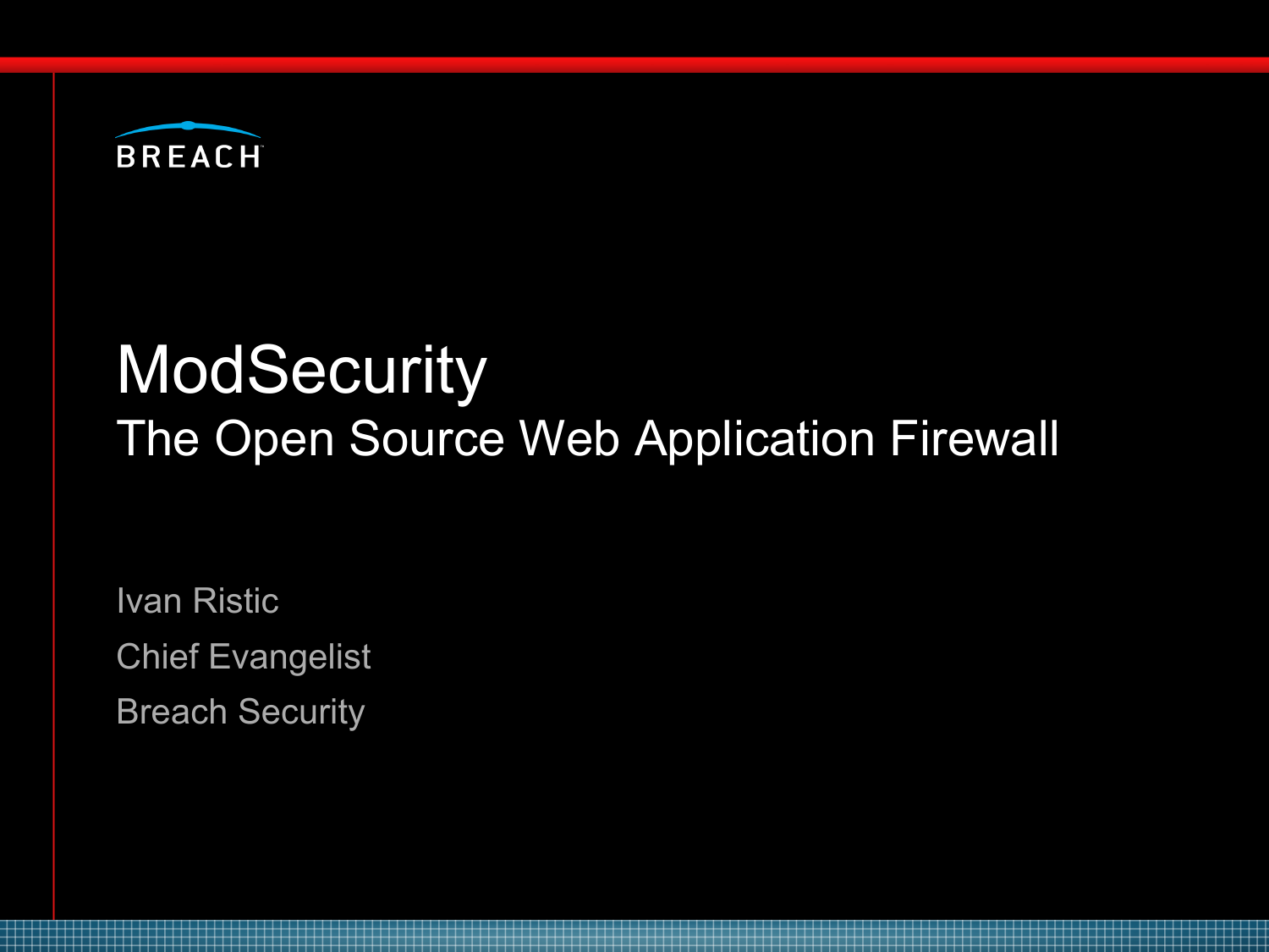BREACH

# ModSecurity

## The Open Source Web Application Firewall

Ivan Ristic

Chief Evangelist

Breach Security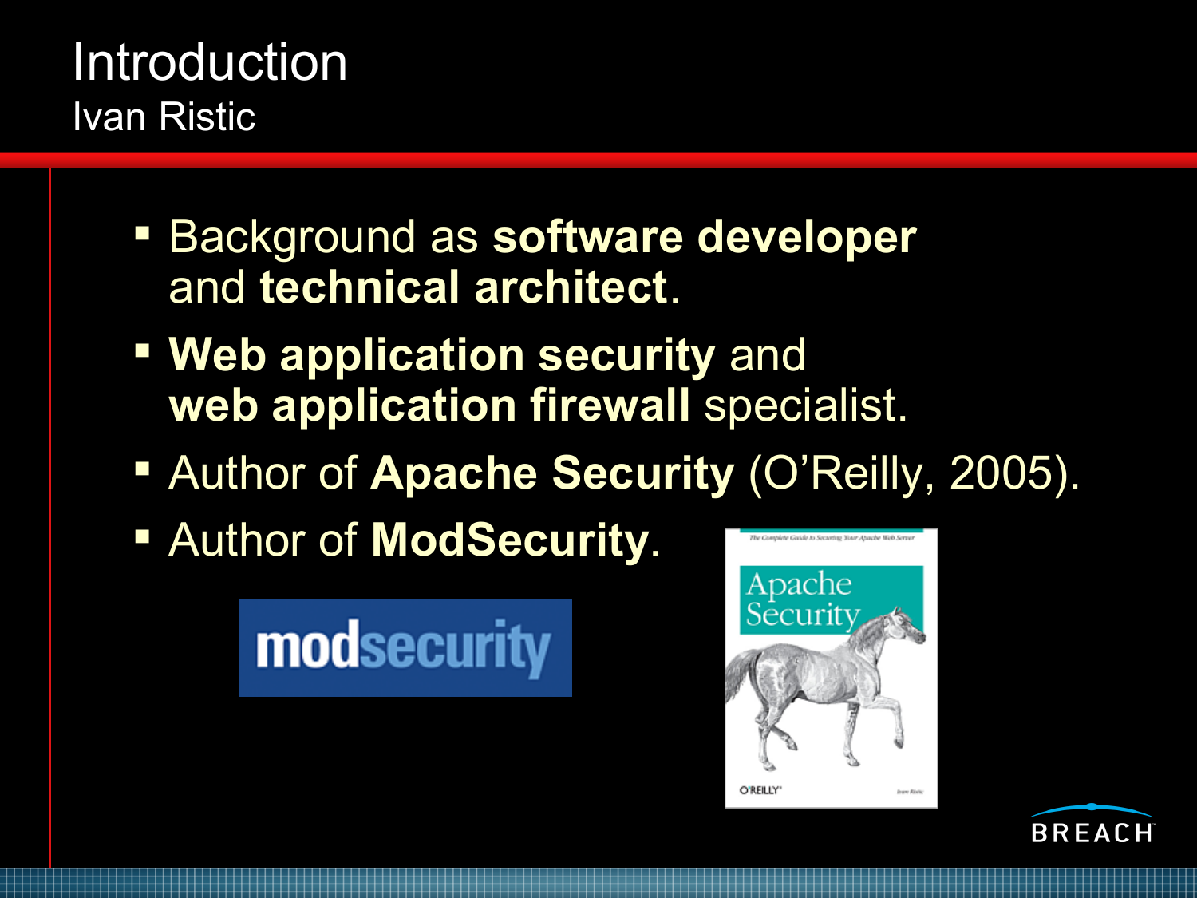# Introduction

## Ivan Ristic

- Background as **software developer** and **technical architect**.
- **Web application security** and **web application firewall** specialist.
- Author of **Apache Security** (O'Reilly, 2005).
- Author of **ModSecurity**.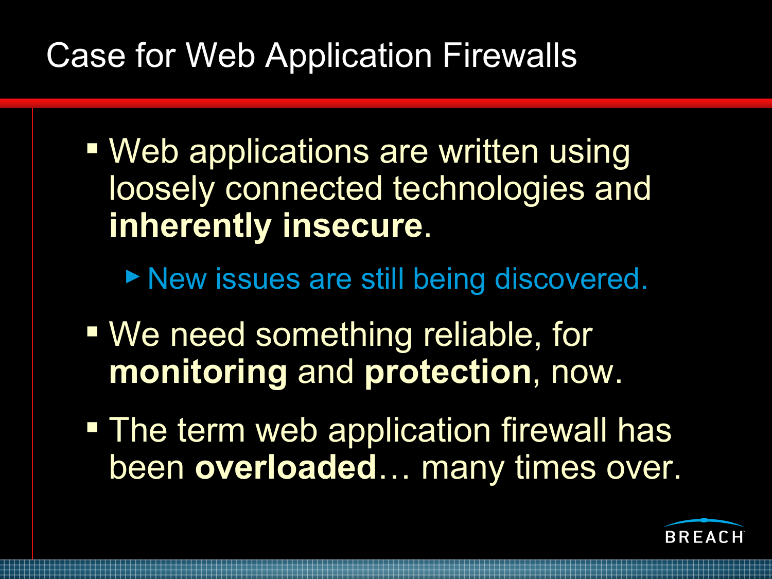# Case for Web Application Firewalls

- Web applications are written using loosely connected technologies and **inherently insecure**.
  - New issues are still being discovered.
- We need something reliable, for **monitoring** and **protection**, now.
- The term web application firewall has been **overloaded**… many times over.

BREACH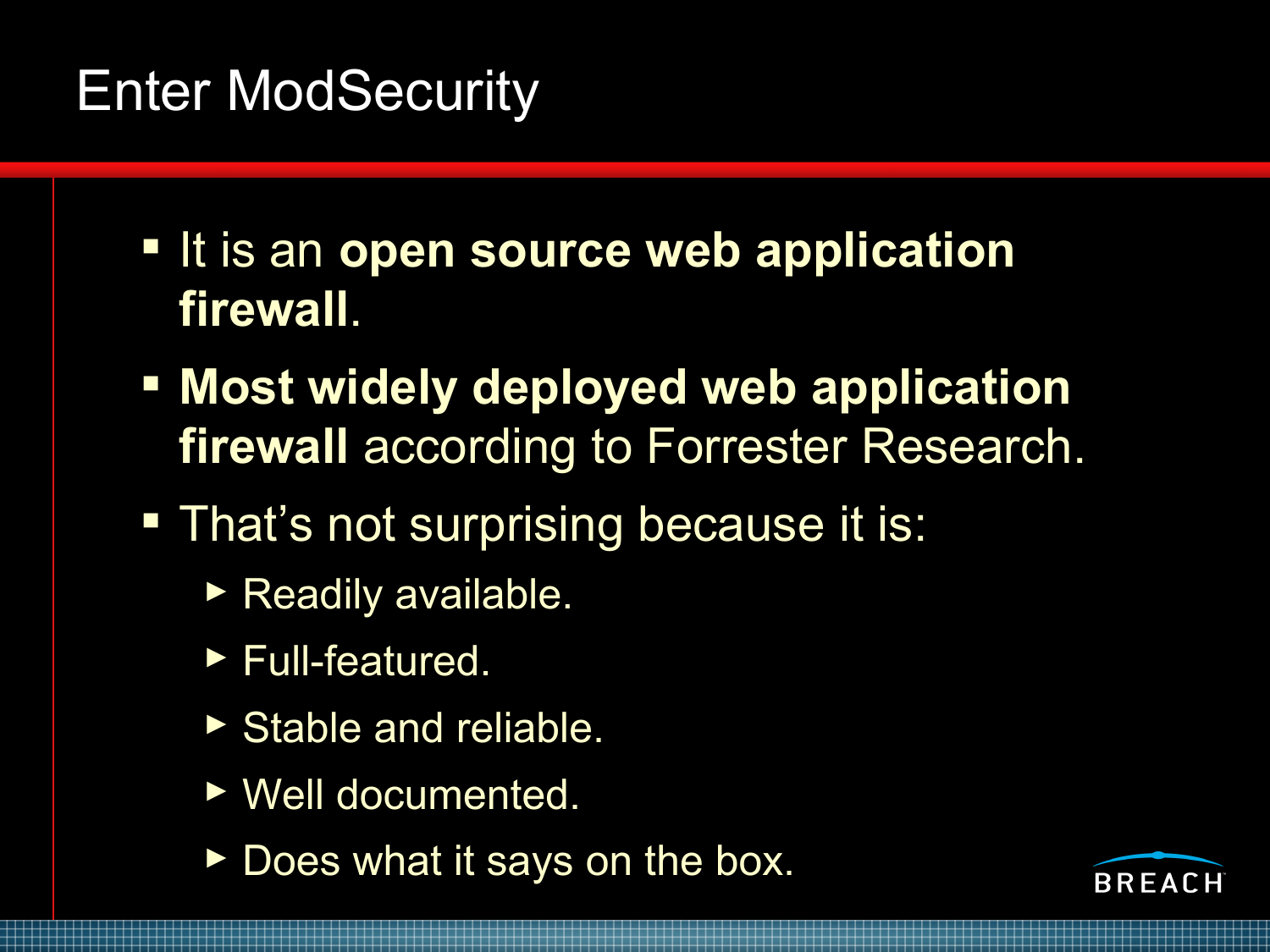# Enter ModSecurity

- It is an **open source web application firewall**.
- **Most widely deployed web application firewall** according to Forrester Research.
- That's not surprising because it is:
  - Readily available.
  - Full-featured.
  - Stable and reliable.
  - Well documented.
  - Does what it says on the box.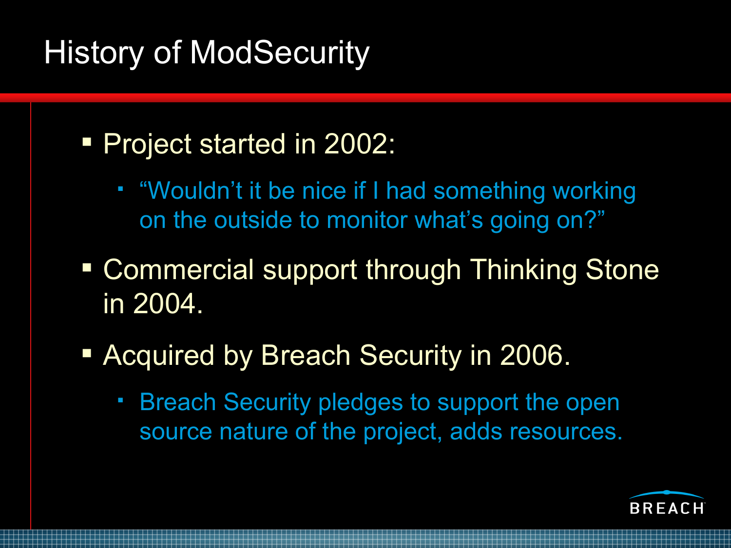# History of ModSecurity

- Project started in 2002:
  - "Wouldn't it be nice if I had something working on the outside to monitor what's going on?"
- Commercial support through Thinking Stone in 2004.
- Acquired by Breach Security in 2006.
  - Breach Security pledges to support the open source nature of the project, adds resources.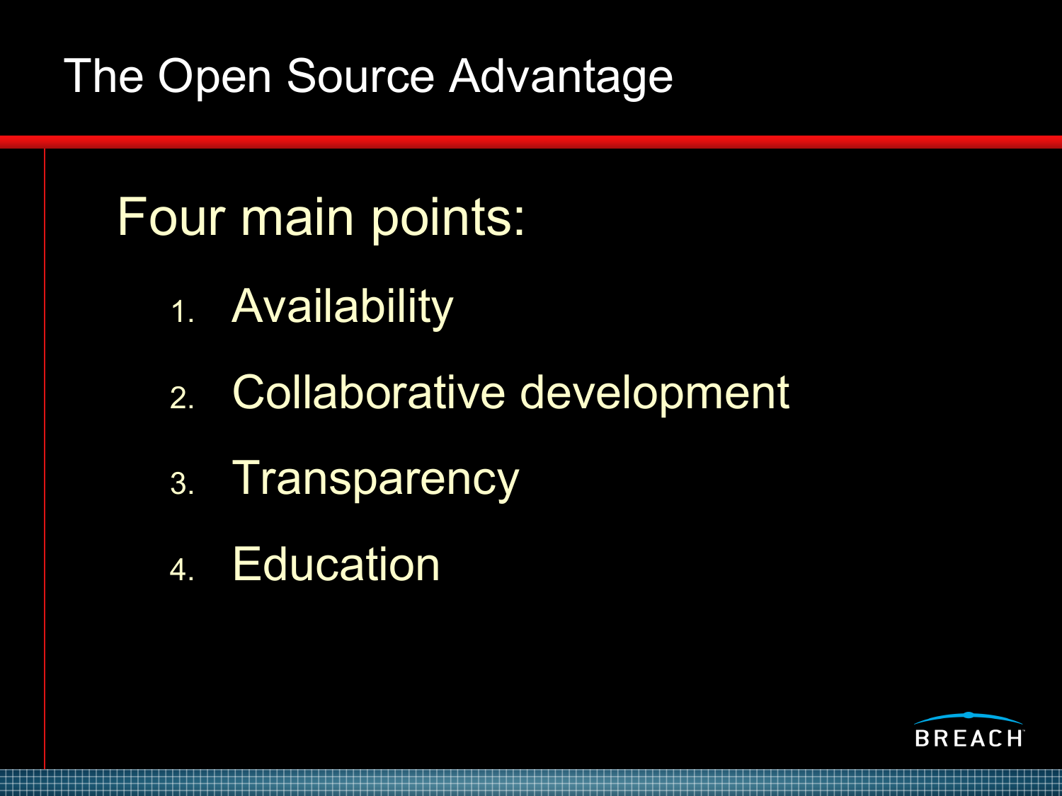# The Open Source Advantage

Four main points:

1. Availability
2. Collaborative development
3. Transparency
4. Education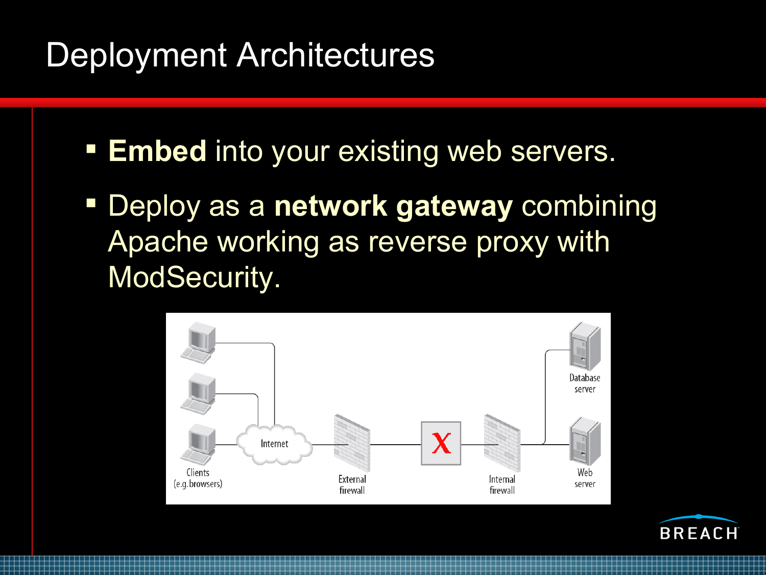# Deployment Architectures

- **Embed** into your existing web servers.
- Deploy as a **network gateway** combining Apache working as reverse proxy with ModSecurity.

Clients (e.g. browsers)

Internet

External firewall

X

Internal firewall

Database server

Web server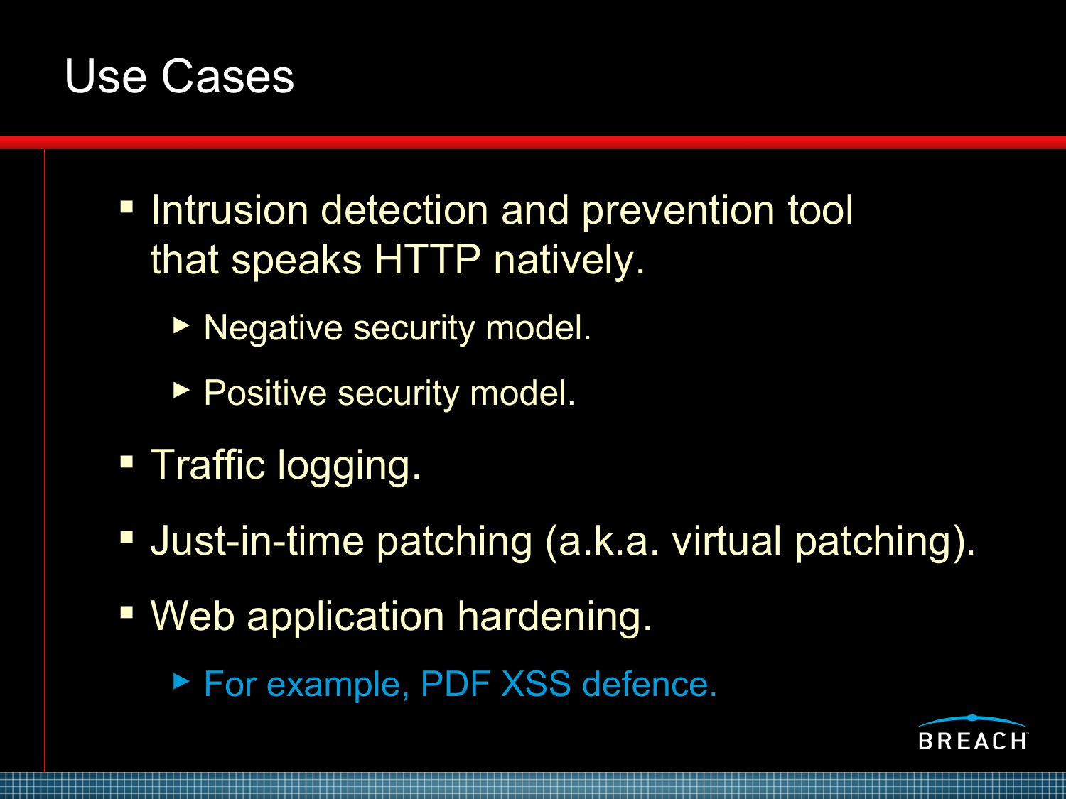# Use Cases

- Intrusion detection and prevention tool that speaks HTTP natively.
  - Negative security model.
  - Positive security model.
- Traffic logging.
- Just-in-time patching (a.k.a. virtual patching).
- Web application hardening.
  - For example, PDF XSS defence.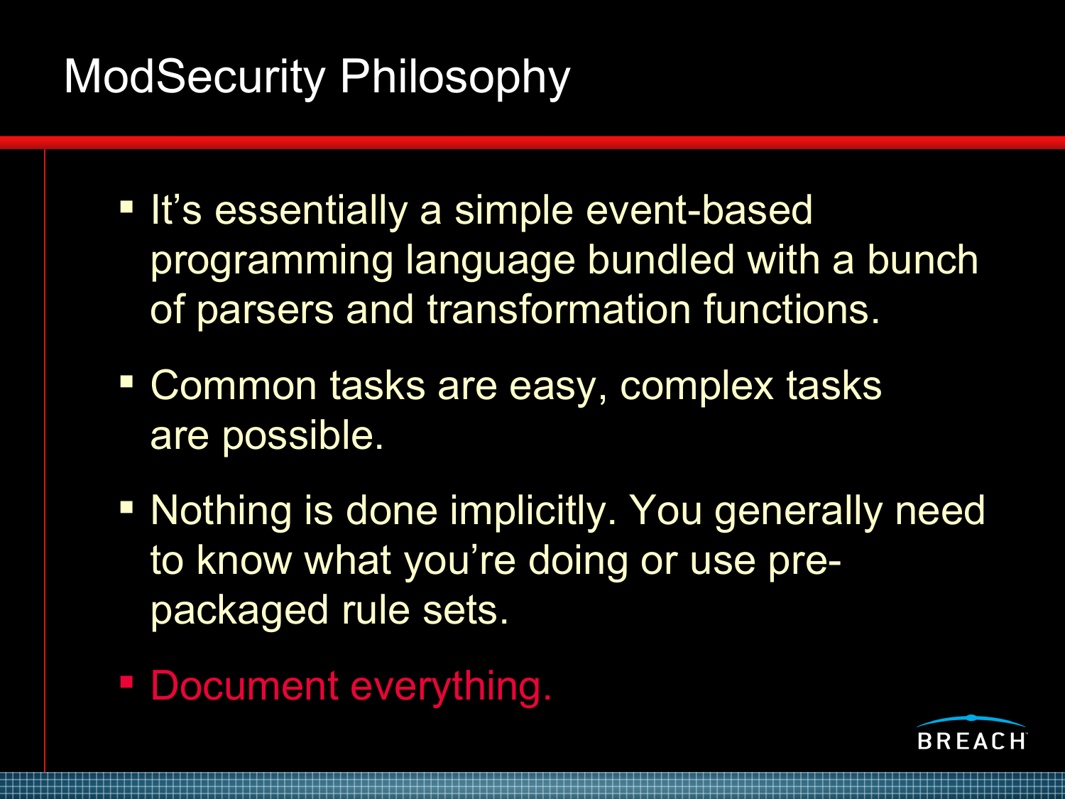# ModSecurity Philosophy

- It's essentially a simple event-based programming language bundled with a bunch of parsers and transformation functions.
- Common tasks are easy, complex tasks are possible.
- Nothing is done implicitly. You generally need to know what you're doing or use pre-packaged rule sets.
- Document everything.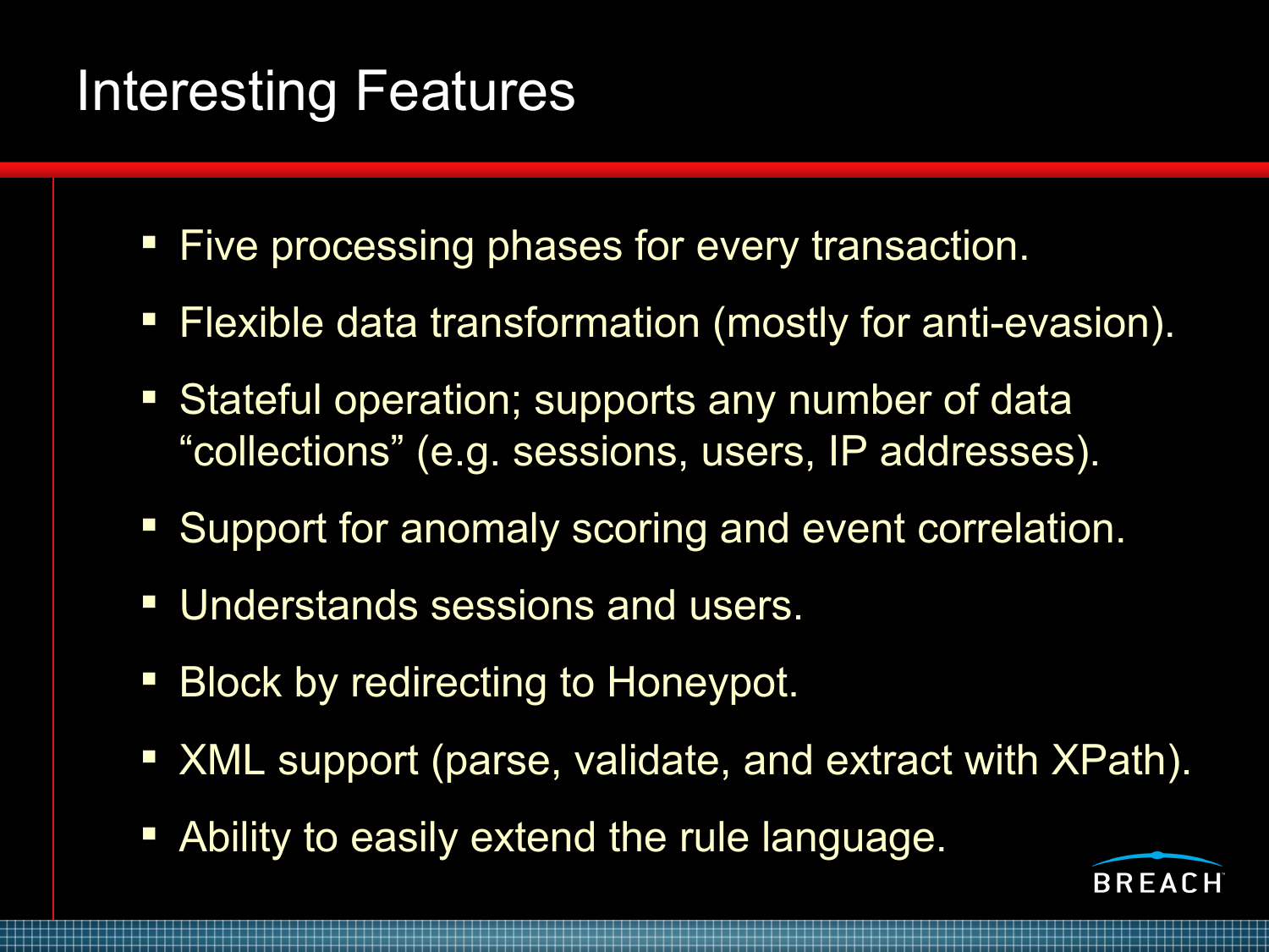# Interesting Features

- Five processing phases for every transaction.
- Flexible data transformation (mostly for anti-evasion).
- Stateful operation; supports any number of data "collections" (e.g. sessions, users, IP addresses).
- Support for anomaly scoring and event correlation.
- Understands sessions and users.
- Block by redirecting to Honeypot.
- XML support (parse, validate, and extract with XPath).
- Ability to easily extend the rule language.

BREACH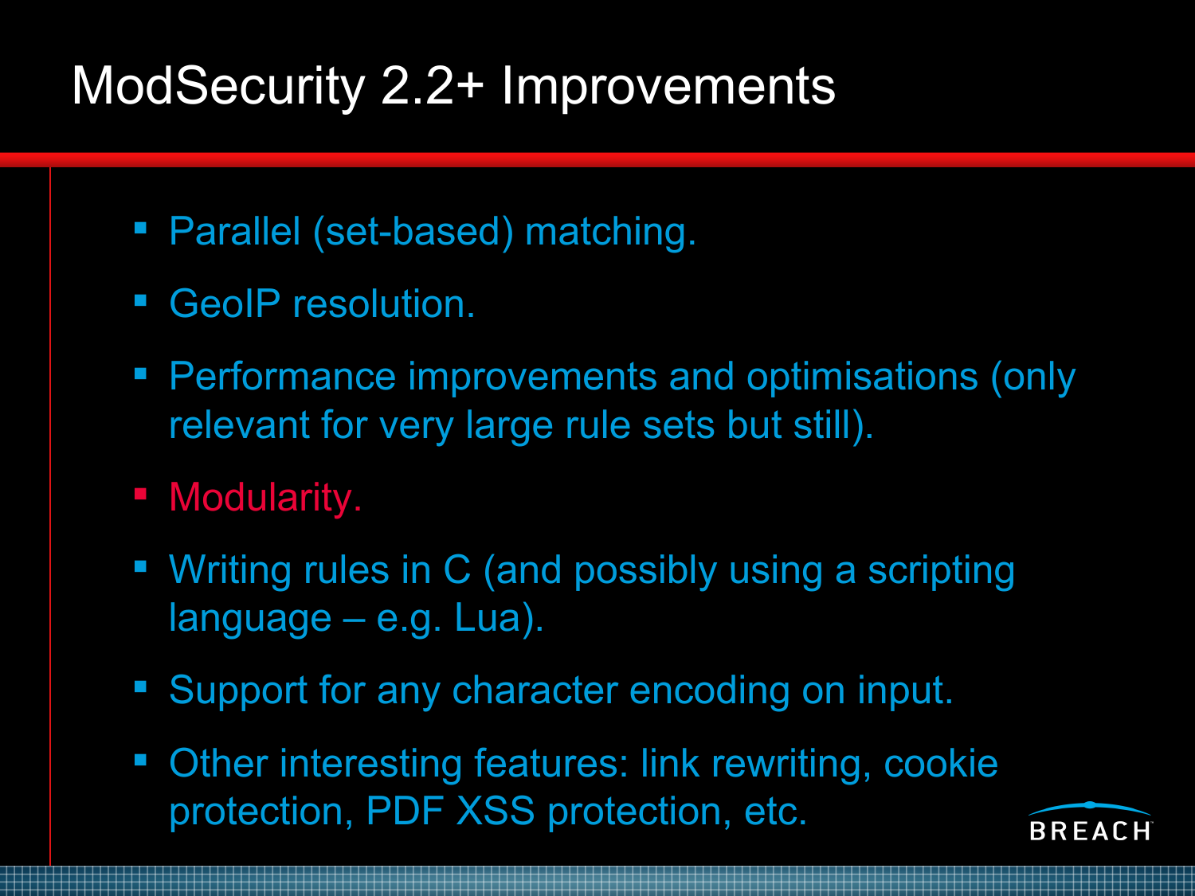# ModSecurity 2.2+ Improvements

- Parallel (set-based) matching.
- GeoIP resolution.
- Performance improvements and optimisations (only relevant for very large rule sets but still).
- Modularity.
- Writing rules in C (and possibly using a scripting language – e.g. Lua).
- Support for any character encoding on input.
- Other interesting features: link rewriting, cookie protection, PDF XSS protection, etc.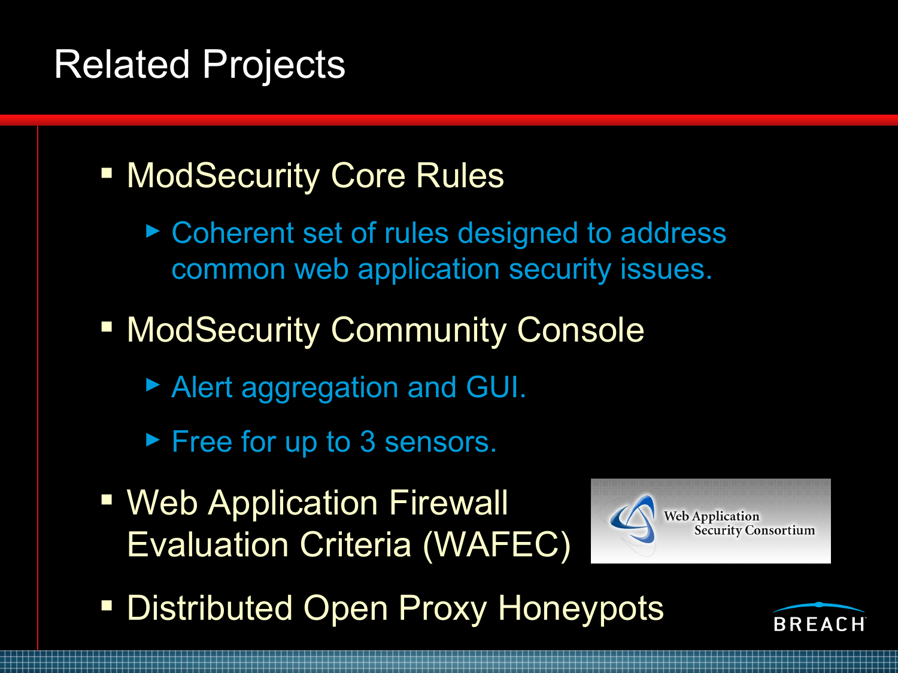# Related Projects

- ModSecurity Core Rules
  - Coherent set of rules designed to address common web application security issues.
- ModSecurity Community Console
  - Alert aggregation and GUI.
  - Free for up to 3 sensors.
- Web Application Firewall Evaluation Criteria (WAFEC)
- Distributed Open Proxy Honeypots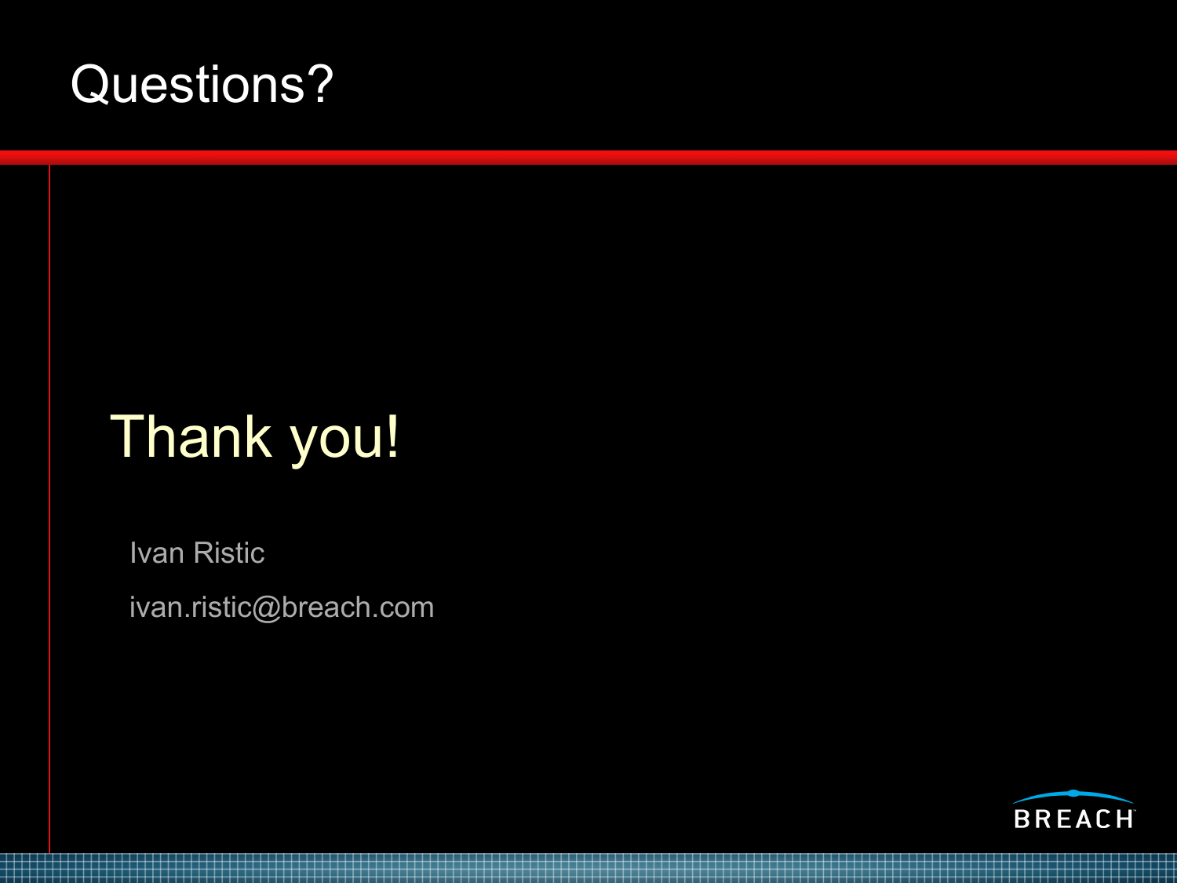# Questions?

## Thank you!

Ivan Ristic

ivan.ristic@breach.com

BREACH